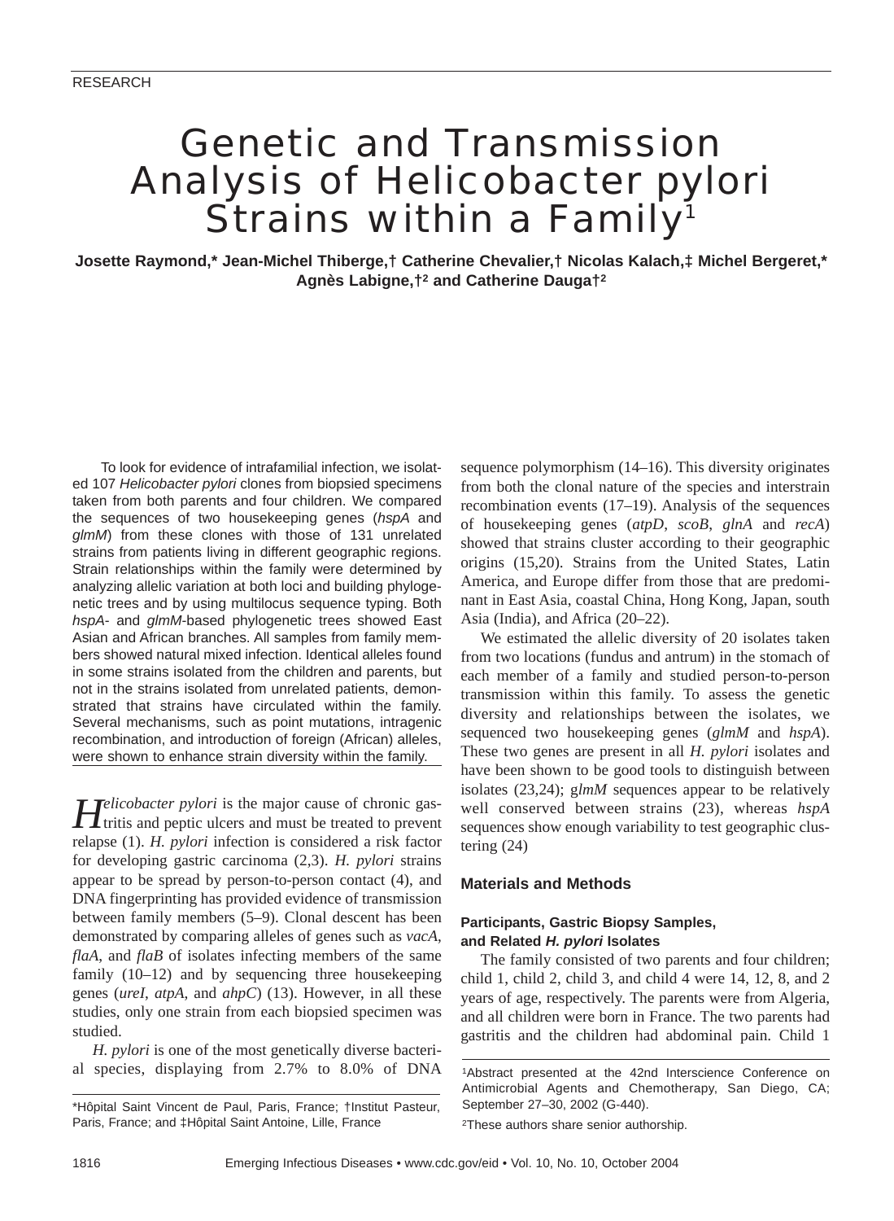RESEARCH

# Genetic and Transmission Analysis of Helicobacter pylori Strains within a Family[1]

**Josette Raymond,* Jean-Michel Thiberge,† Catherine Chevalier,† Nicolas Kalach,‡ Michel Bergeret,* Agnès Labigne,†[2] and Catherine Dauga†[2]**

To look for evidence of intrafamilial infection, we isolated 107 *Helicobacter pylori* clones from biopsied specimens taken from both parents and four children. We compared the sequences of two housekeeping genes (*hspA* and *glmM*) from these clones with those of 131 unrelated strains from patients living in different geographic regions. Strain relationships within the family were determined by analyzing allelic variation at both loci and building phylogenetic trees and by using multilocus sequence typing. Both *hspA*- and *glmM*-based phylogenetic trees showed East Asian and African branches. All samples from family members showed natural mixed infection. Identical alleles found in some strains isolated from the children and parents, but not in the strains isolated from unrelated patients, demonstrated that strains have circulated within the family. Several mechanisms, such as point mutations, intragenic recombination, and introduction of foreign (African) alleles, were shown to enhance strain diversity within the family.

*Helicobacter pylori* is the major cause of chronic gastritis and peptic ulcers and must be treated to prevent relapse (1). *H. pylori* infection is considered a risk factor for developing gastric carcinoma (2,3). *H. pylori* strains appear to be spread by person-to-person contact (4), and DNA fingerprinting has provided evidence of transmission between family members (5–9). Clonal descent has been demonstrated by comparing alleles of genes such as *vacA*, *flaA*, and *flaB* of isolates infecting members of the same family (10–12) and by sequencing three housekeeping genes (*ureI*, *atpA*, and *ahpC*) (13). However, in all these studies, only one strain from each biopsied specimen was studied.

*H. pylori* is one of the most genetically diverse bacterial species, displaying from 2.7% to 8.0% of DNA sequence polymorphism (14–16). This diversity originates from both the clonal nature of the species and interstrain recombination events (17–19). Analysis of the sequences of housekeeping genes (*atpD*, *scoB*, *glnA* and *recA*) showed that strains cluster according to their geographic origins (15,20). Strains from the United States, Latin America, and Europe differ from those that are predominant in East Asia, coastal China, Hong Kong, Japan, south Asia (India), and Africa (20–22).

We estimated the allelic diversity of 20 isolates taken from two locations (fundus and antrum) in the stomach of each member of a family and studied person-to-person transmission within this family. To assess the genetic diversity and relationships between the isolates, we sequenced two housekeeping genes (*glmM* and *hspA*). These two genes are present in all *H. pylori* isolates and have been shown to be good tools to distinguish between isolates (23,24); g*lmM* sequences appear to be relatively well conserved between strains (23), whereas *hspA* sequences show enough variability to test geographic clustering (24)

## Materials and Methods

### Participants, Gastric Biopsy Samples, and Related *H. pylori* Isolates

The family consisted of two parents and four children; child 1, child 2, child 3, and child 4 were 14, 12, 8, and 2 years of age, respectively. The parents were from Algeria, and all children were born in France. The two parents had gastritis and the children had abdominal pain. Child 1

*Hôpital Saint Vincent de Paul, Paris, France; †Institut Pasteur, Paris, France; and ‡Hôpital Saint Antoine, Lille, France

[1]Abstract presented at the 42nd Interscience Conference on Antimicrobial Agents and Chemotherapy, San Diego, CA; September 27–30, 2002 (G-440).

[2]These authors share senior authorship.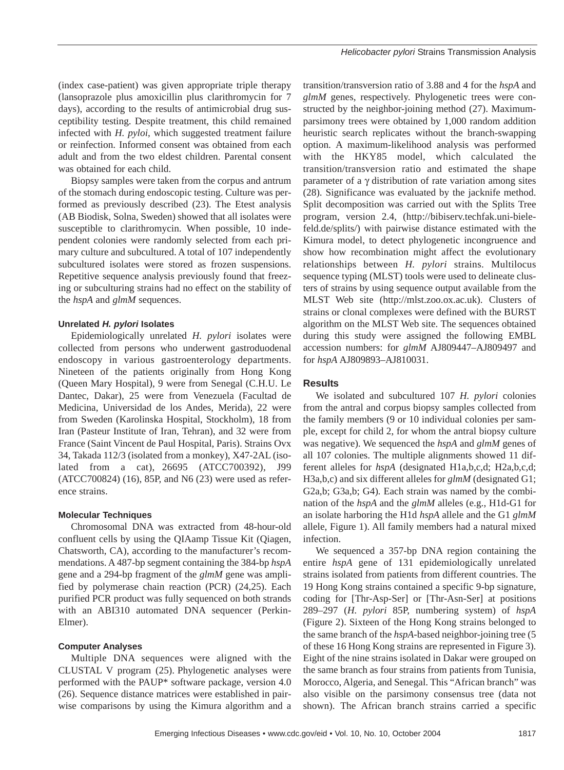(index case-patient) was given appropriate triple therapy (lansoprazole plus amoxicillin plus clarithromycin for 7 days), according to the results of antimicrobial drug susceptibility testing. Despite treatment, this child remained infected with *H. pyloi*, which suggested treatment failure or reinfection. Informed consent was obtained from each adult and from the two eldest children. Parental consent was obtained for each child.

Biopsy samples were taken from the corpus and antrum of the stomach during endoscopic testing. Culture was performed as previously described (23). The Etest analysis (AB Biodisk, Solna, Sweden) showed that all isolates were susceptible to clarithromycin. When possible, 10 independent colonies were randomly selected from each primary culture and subcultured. A total of 107 independently subcultured isolates were stored as frozen suspensions. Repetitive sequence analysis previously found that freezing or subculturing strains had no effect on the stability of the *hspA* and *glmM* sequences.

### Unrelated *H. pylori* Isolates

Epidemiologically unrelated *H. pylori* isolates were collected from persons who underwent gastroduodenal endoscopy in various gastroenterology departments. Nineteen of the patients originally from Hong Kong (Queen Mary Hospital), 9 were from Senegal (C.H.U. Le Dantec, Dakar), 25 were from Venezuela (Facultad de Medicina, Universidad de los Andes, Merida), 22 were from Sweden (Karolinska Hospital, Stockholm), 18 from Iran (Pasteur Institute of Iran, Tehran), and 32 were from France (Saint Vincent de Paul Hospital, Paris). Strains Ovx 34, Takada 112/3 (isolated from a monkey), X47-2AL (isolated from a cat), 26695 (ATCC700392), J99 (ATCC700824) (16), 85P, and N6 (23) were used as reference strains.

### Molecular Techniques

Chromosomal DNA was extracted from 48-hour-old confluent cells by using the QIAamp Tissue Kit (Qiagen, Chatsworth, CA), according to the manufacturer's recommendations. A 487-bp segment containing the 384-bp *hspA* gene and a 294-bp fragment of the *glmM* gene was amplified by polymerase chain reaction (PCR) (24,25). Each purified PCR product was fully sequenced on both strands with an ABI310 automated DNA sequencer (Perkin-Elmer).

### Computer Analyses

Multiple DNA sequences were aligned with the CLUSTAL V program (25). Phylogenetic analyses were performed with the PAUP* software package, version 4.0 (26). Sequence distance matrices were established in pairwise comparisons by using the Kimura algorithm and a transition/transversion ratio of 3.88 and 4 for the *hspA* and *glmM* genes, respectively. Phylogenetic trees were constructed by the neighbor-joining method (27). Maximum-parsimony trees were obtained by 1,000 random addition heuristic search replicates without the branch-swapping option. A maximum-likelihood analysis was performed with the HKY85 model, which calculated the transition/transversion ratio and estimated the shape parameter of a $\gamma$ distribution of rate variation among sites (28). Significance was evaluated by the jacknife method. Split decomposition was carried out with the Splits Tree program, version 2.4, (http://bibiserv.techfak.uni-bielefeld.de/splits/) with pairwise distance estimated with the Kimura model, to detect phylogenetic incongruence and show how recombination might affect the evolutionary relationships between *H. pylori* strains. Multilocus sequence typing (MLST) tools were used to delineate clusters of strains by using sequence output available from the MLST Web site (http://mlst.zoo.ox.ac.uk). Clusters of strains or clonal complexes were defined with the BURST algorithm on the MLST Web site. The sequences obtained during this study were assigned the following EMBL accession numbers: for *glmM* AJ809447–AJ809497 and for *hspA* AJ809893–AJ810031.

## Results

We isolated and subcultured 107 *H. pylori* colonies from the antral and corpus biopsy samples collected from the family members (9 or 10 individual colonies per sample, except for child 2, for whom the antral biopsy culture was negative). We sequenced the *hspA* and *glmM* genes of all 107 colonies. The multiple alignments showed 11 different alleles for *hspA* (designated H1a,b,c,d; H2a,b,c,d; H3a,b,c) and six different alleles for *glmM* (designated G1; G2a,b; G3a,b; G4). Each strain was named by the combination of the *hspA* and the *glmM* alleles (e.g., H1d-G1 for an isolate harboring the H1d *hspA* allele and the G1 *glmM* allele, Figure 1). All family members had a natural mixed infection.

We sequenced a 357-bp DNA region containing the entire *hspA* gene of 131 epidemiologically unrelated strains isolated from patients from different countries. The 19 Hong Kong strains contained a specific 9-bp signature, coding for [Thr-Asp-Ser] or [Thr-Asn-Ser] at positions 289–297 (*H. pylori* 85P, numbering system) of *hspA* (Figure 2). Sixteen of the Hong Kong strains belonged to the same branch of the *hspA*-based neighbor-joining tree (5 of these 16 Hong Kong strains are represented in Figure 3). Eight of the nine strains isolated in Dakar were grouped on the same branch as four strains from patients from Tunisia, Morocco, Algeria, and Senegal. This "African branch" was also visible on the parsimony consensus tree (data not shown). The African branch strains carried a specific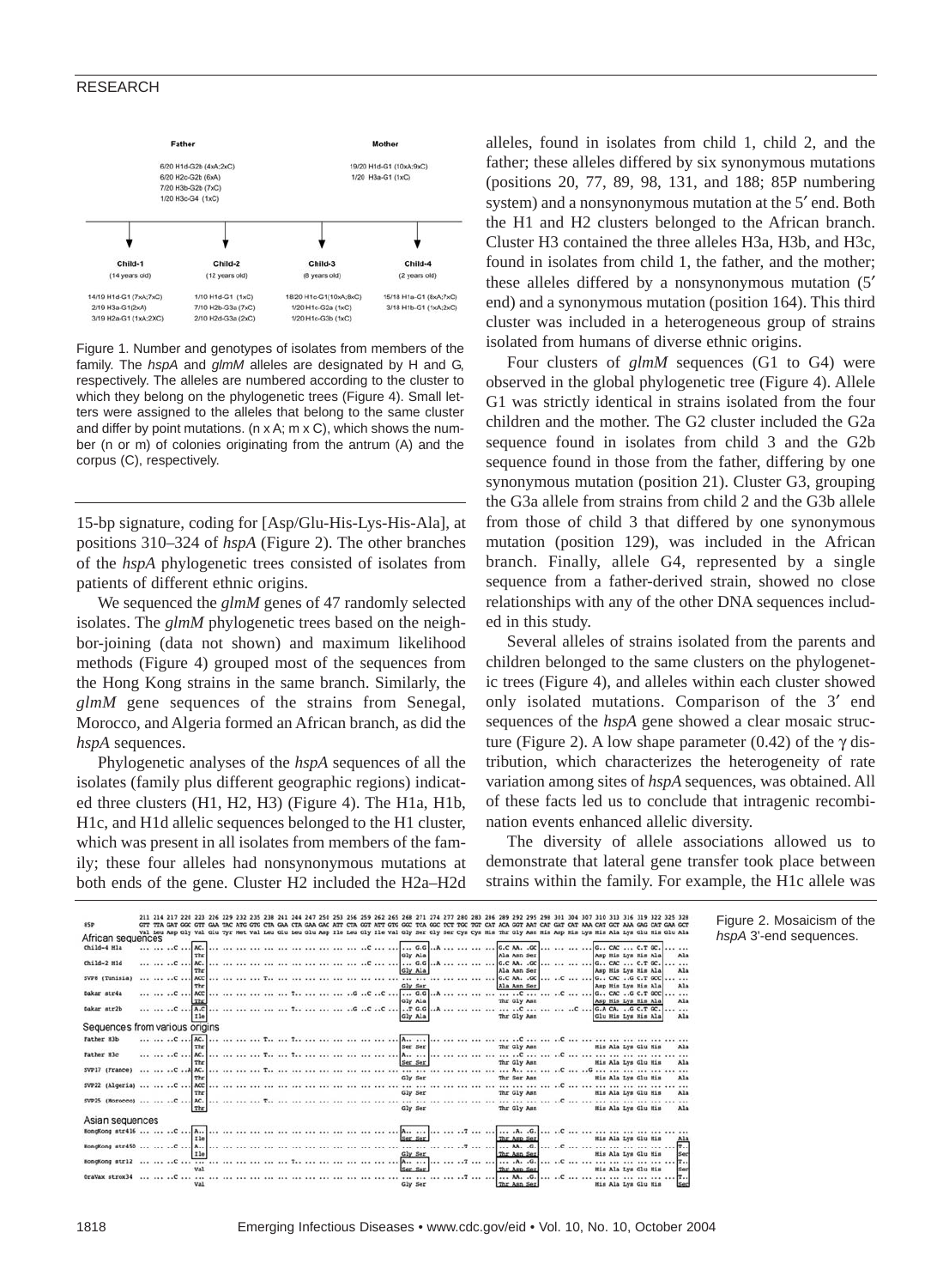Father

6/20 H1d-G2b (4xA;2xC)
6/20 H2c-G2b (6xA)
7/20 H3b-G2b (7xC)
1/20 H3c-G4 (1xC)

Mother

19/20 H1d-G1 (10xA;9xC)
1/20 H3a-G1 (1xC)

| Child-1 (14 years old) | Child-2 (12 years old) | Child-3 (6 years old) | Child-4 (2 years old) |
|---|---|---|---|
| 14/19 H1d-G1 (7xA;7xC) | 1/10 H1d-G1 (1xC) | 18/20 H1c-G1(10xA;8xC) | 15/18 H1a-G1 (8xA;7xC) |
| 2/19 H3a-G1(2xA) | 7/10 H2b-G3a (7xC) | 1/20 H1c-G2a (1xC) | 3/18 H1b-G1 (1xA;2xC) |
| 3/19 H2a-G1 (1xA;2XC) | 2/10 H2d-G3a (2xC) | 1/20 H1c-G3b (1xC) | |

Figure 1. Number and genotypes of isolates from members of the family. The *hspA* and *glmM* alleles are designated by H and G, respectively. The alleles are numbered according to the cluster to which they belong on the phylogenetic trees (Figure 4). Small letters were assigned to the alleles that belong to the same cluster and differ by point mutations. (n x A; m x C), which shows the number (n or m) of colonies originating from the antrum (A) and the corpus (C), respectively.

15-bp signature, coding for [Asp/Glu-His-Lys-His-Ala], at positions 310–324 of *hspA* (Figure 2). The other branches of the *hspA* phylogenetic trees consisted of isolates from patients of different ethnic origins.

We sequenced the *glmM* genes of 47 randomly selected isolates. The *glmM* phylogenetic trees based on the neighbor-joining (data not shown) and maximum likelihood methods (Figure 4) grouped most of the sequences from the Hong Kong strains in the same branch. Similarly, the *glmM* gene sequences of the strains from Senegal, Morocco, and Algeria formed an African branch, as did the *hspA* sequences.

Phylogenetic analyses of the *hspA* sequences of all the isolates (family plus different geographic regions) indicated three clusters (H1, H2, H3) (Figure 4). The H1a, H1b, H1c, and H1d allelic sequences belonged to the H1 cluster, which was present in all isolates from members of the family; these four alleles had nonsynonymous mutations at both ends of the gene. Cluster H2 included the H2a–H2d alleles, found in isolates from child 1, child 2, and the father; these alleles differed by six synonymous mutations (positions 20, 77, 89, 98, 131, and 188; 85P numbering system) and a nonsynonymous mutation at the 5′ end. Both the H1 and H2 clusters belonged to the African branch. Cluster H3 contained the three alleles H3a, H3b, and H3c, found in isolates from child 1, the father, and the mother; these alleles differed by a nonsynonymous mutation (5′ end) and a synonymous mutation (position 164). This third cluster was included in a heterogeneous group of strains isolated from humans of diverse ethnic origins.

Four clusters of *glmM* sequences (G1 to G4) were observed in the global phylogenetic tree (Figure 4). Allele G1 was strictly identical in strains isolated from the four children and the mother. The G2 cluster included the G2a sequence found in isolates from child 3 and the G2b sequence found in those from the father, differing by one synonymous mutation (position 21). Cluster G3, grouping the G3a allele from strains from child 2 and the G3b allele from those of child 3 that differed by one synonymous mutation (position 129), was included in the African branch. Finally, allele G4, represented by a single sequence from a father-derived strain, showed no close relationships with any of the other DNA sequences included in this study.

Several alleles of strains isolated from the parents and children belonged to the same clusters on the phylogenetic trees (Figure 4), and alleles within each cluster showed only isolated mutations. Comparison of the 3′ end sequences of the *hspA* gene showed a clear mosaic structure (Figure 2). A low shape parameter (0.42) of the γ distribution, which characterizes the heterogeneity of rate variation among sites of *hspA* sequences, was obtained. All of these facts led us to conclude that intragenic recombination events enhanced allelic diversity.

The diversity of allele associations allowed us to demonstrate that lateral gene transfer took place between strains within the family. For example, the H1c allele was

Figure 2. Mosaicism of the *hspA* 3′-end sequences.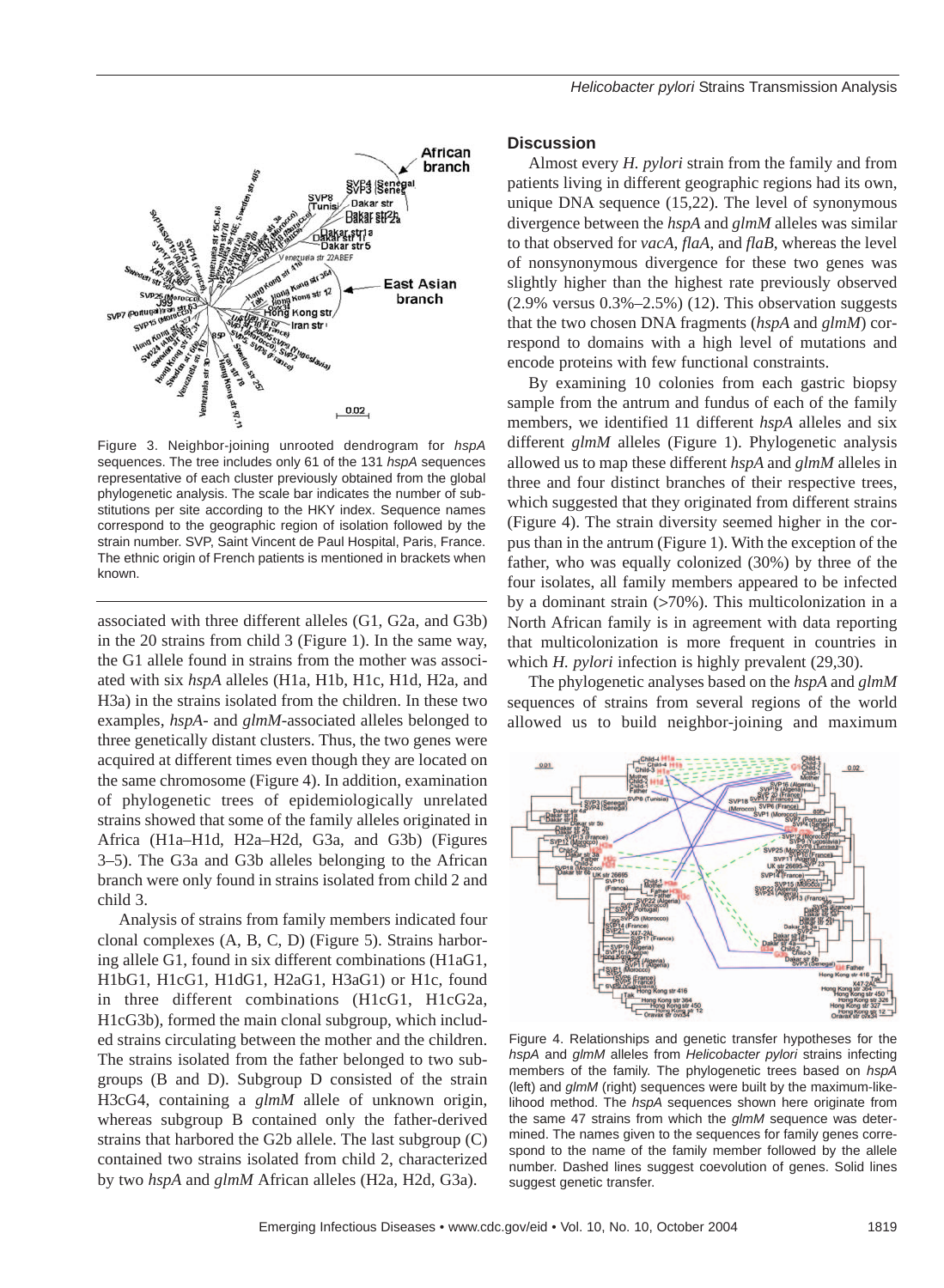Figure 3. Neighbor-joining unrooted dendrogram for *hspA* sequences. The tree includes only 61 of the 131 *hspA* sequences representative of each cluster previously obtained from the global phylogenetic analysis. The scale bar indicates the number of substitutions per site according to the HKY index. Sequence names correspond to the geographic region of isolation followed by the strain number. SVP, Saint Vincent de Paul Hospital, Paris, France. The ethnic origin of French patients is mentioned in brackets when known.

associated with three different alleles (G1, G2a, and G3b) in the 20 strains from child 3 (Figure 1). In the same way, the G1 allele found in strains from the mother was associated with six *hspA* alleles (H1a, H1b, H1c, H1d, H2a, and H3a) in the strains isolated from the children. In these two examples, *hspA*- and *glmM*-associated alleles belonged to three genetically distant clusters. Thus, the two genes were acquired at different times even though they are located on the same chromosome (Figure 4). In addition, examination of phylogenetic trees of epidemiologically unrelated strains showed that some of the family alleles originated in Africa (H1a–H1d, H2a–H2d, G3a, and G3b) (Figures 3–5). The G3a and G3b alleles belonging to the African branch were only found in strains isolated from child 2 and child 3.

Analysis of strains from family members indicated four clonal complexes (A, B, C, D) (Figure 5). Strains harboring allele G1, found in six different combinations (H1aG1, H1bG1, H1cG1, H1dG1, H2aG1, H3aG1) or H1c, found in three different combinations (H1cG1, H1cG2a, H1cG3b), formed the main clonal subgroup, which included strains circulating between the mother and the children. The strains isolated from the father belonged to two subgroups (B and D). Subgroup D consisted of the strain H3cG4, containing a *glmM* allele of unknown origin, whereas subgroup B contained only the father-derived strains that harbored the G2b allele. The last subgroup (C) contained two strains isolated from child 2, characterized by two *hspA* and *glmM* African alleles (H2a, H2d, G3a).

## Discussion

Almost every *H. pylori* strain from the family and from patients living in different geographic regions had its own, unique DNA sequence (15,22). The level of synonymous divergence between the *hspA* and *glmM* alleles was similar to that observed for *vacA*, *flaA*, and *flaB*, whereas the level of nonsynonymous divergence for these two genes was slightly higher than the highest rate previously observed (2.9% versus 0.3%–2.5%) (12). This observation suggests that the two chosen DNA fragments (*hspA* and *glmM*) correspond to domains with a high level of mutations and encode proteins with few functional constraints.

By examining 10 colonies from each gastric biopsy sample from the antrum and fundus of each of the family members, we identified 11 different *hspA* alleles and six different *glmM* alleles (Figure 1). Phylogenetic analysis allowed us to map these different *hspA* and *glmM* alleles in three and four distinct branches of their respective trees, which suggested that they originated from different strains (Figure 4). The strain diversity seemed higher in the corpus than in the antrum (Figure 1). With the exception of the father, who was equally colonized (30%) by three of the four isolates, all family members appeared to be infected by a dominant strain (>70%). This multicolonization in a North African family is in agreement with data reporting that multicolonization is more frequent in countries in which *H. pylori* infection is highly prevalent (29,30).

The phylogenetic analyses based on the *hspA* and *glmM* sequences of strains from several regions of the world allowed us to build neighbor-joining and maximum

Figure 4. Relationships and genetic transfer hypotheses for the *hspA* and *glmM* alleles from *Helicobacter pylori* strains infecting members of the family. The phylogenetic trees based on *hspA* (left) and *glmM* (right) sequences were built by the maximum-likelihood method. The *hspA* sequences shown here originate from the same 47 strains from which the *glmM* sequence was determined. The names given to the sequences for family genes correspond to the name of the family member followed by the allele number. Dashed lines suggest coevolution of genes. Solid lines suggest genetic transfer.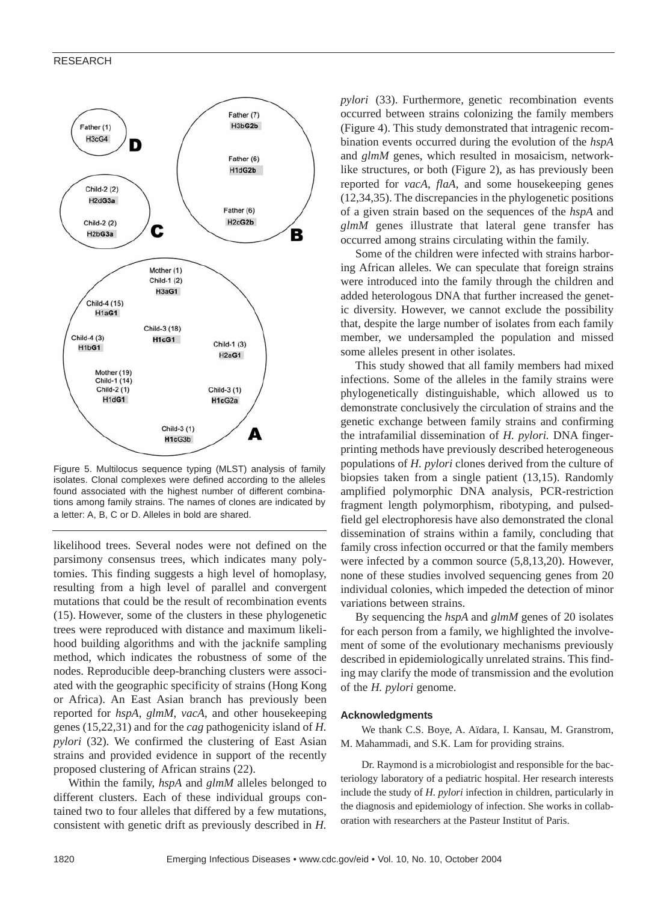Figure 5. Multilocus sequence typing (MLST) analysis of family isolates. Clonal complexes were defined according to the alleles found associated with the highest number of different combinations among family strains. The names of clones are indicated by a letter: A, B, C or D. Alleles in bold are shared.

likelihood trees. Several nodes were not defined on the parsimony consensus trees, which indicates many polytomies. This finding suggests a high level of homoplasy, resulting from a high level of parallel and convergent mutations that could be the result of recombination events (15). However, some of the clusters in these phylogenetic trees were reproduced with distance and maximum likelihood building algorithms and with the jacknife sampling method, which indicates the robustness of some of the nodes. Reproducible deep-branching clusters were associated with the geographic specificity of strains (Hong Kong or Africa). An East Asian branch has previously been reported for *hspA*, *glmM*, *vacA*, and other housekeeping genes (15,22,31) and for the *cag* pathogenicity island of *H. pylori* (32). We confirmed the clustering of East Asian strains and provided evidence in support of the recently proposed clustering of African strains (22).

Within the family, *hspA* and *glmM* alleles belonged to different clusters. Each of these individual groups contained two to four alleles that differed by a few mutations, consistent with genetic drift as previously described in *H. pylori* (33). Furthermore, genetic recombination events occurred between strains colonizing the family members (Figure 4). This study demonstrated that intragenic recombination events occurred during the evolution of the *hspA* and *glmM* genes, which resulted in mosaicism, network-like structures, or both (Figure 2), as has previously been reported for *vacA*, *flaA*, and some housekeeping genes (12,34,35). The discrepancies in the phylogenetic positions of a given strain based on the sequences of the *hspA* and *glmM* genes illustrate that lateral gene transfer has occurred among strains circulating within the family.

Some of the children were infected with strains harboring African alleles. We can speculate that foreign strains were introduced into the family through the children and added heterologous DNA that further increased the genetic diversity. However, we cannot exclude the possibility that, despite the large number of isolates from each family member, we undersampled the population and missed some alleles present in other isolates.

This study showed that all family members had mixed infections. Some of the alleles in the family strains were phylogenetically distinguishable, which allowed us to demonstrate conclusively the circulation of strains and the genetic exchange between family strains and confirming the intrafamilial dissemination of *H. pylori.* DNA fingerprinting methods have previously described heterogeneous populations of *H. pylori* clones derived from the culture of biopsies taken from a single patient (13,15). Randomly amplified polymorphic DNA analysis, PCR-restriction fragment length polymorphism, ribotyping, and pulsed-field gel electrophoresis have also demonstrated the clonal dissemination of strains within a family, concluding that family cross infection occurred or that the family members were infected by a common source (5,8,13,20). However, none of these studies involved sequencing genes from 20 individual colonies, which impeded the detection of minor variations between strains.

By sequencing the *hspA* and *glmM* genes of 20 isolates for each person from a family, we highlighted the involvement of some of the evolutionary mechanisms previously described in epidemiologically unrelated strains. This finding may clarify the mode of transmission and the evolution of the *H. pylori* genome.

#### Acknowledgments

We thank C.S. Boye, A. Aïdara, I. Kansau, M. Granstrom, M. Mahammadi, and S.K. Lam for providing strains.

Dr. Raymond is a microbiologist and responsible for the bacteriology laboratory of a pediatric hospital. Her research interests include the study of *H. pylori* infection in children, particularly in the diagnosis and epidemiology of infection. She works in collaboration with researchers at the Pasteur Institut of Paris.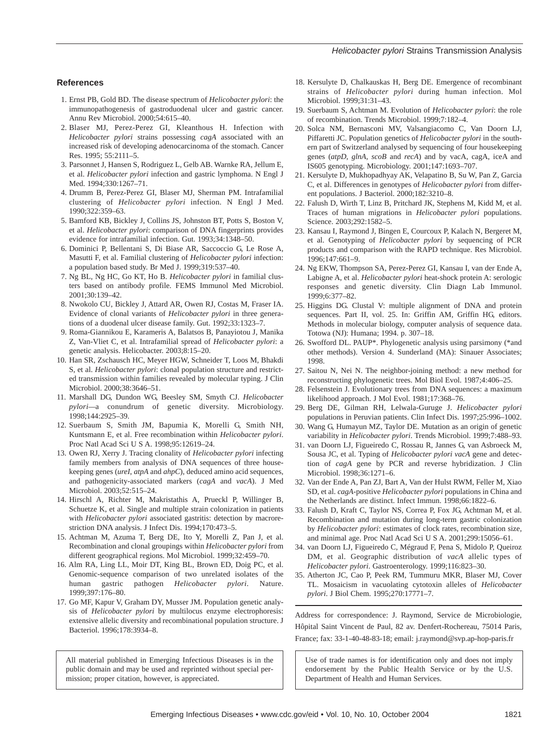## References

1. Ernst PB, Gold BD. The disease spectrum of *Helicobacter pylori*: the immunopathogenesis of gastroduodenal ulcer and gastric cancer. Annu Rev Microbiol. 2000;54:615–40.
2. Blaser MJ, Perez-Perez GI, Kleanthous H. Infection with *Helicobacter pylori* strains possessing *cagA* associated with an increased risk of developing adenocarcinoma of the stomach. Cancer Res. 1995; 55:2111–5.
3. Parsonnet J, Hansen S, Rodriguez L, Gelb AB. Warnke RA, Jellum E, et al. *Helicobacter pylori* infection and gastric lymphoma. N Engl J Med. 1994;330:1267–71.
4. Drumm B, Perez-Perez GI, Blaser MJ, Sherman PM. Intrafamilial clustering of *Helicobacter pylori* infection. N Engl J Med. 1990;322:359–63.
5. Bamford KB, Bickley J, Collins JS, Johnston BT, Potts S, Boston V, et al. *Helicobacter pylori*: comparison of DNA fingerprints provides evidence for intrafamilial infection. Gut. 1993;34:1348–50.
6. Dominici P, Bellentani S, Di Biase AR, Saccoccio G, Le Rose A, Masutti F, et al. Familial clustering of *Helicobacter pylori* infection: a population based study. Br Med J. 1999;319:537–40.
7. Ng BL, Ng HC, Go KT, Ho B. *Helicobacter pylori* in familial clusters based on antibody profile. FEMS Immunol Med Microbiol. 2001;30:139–42.
8. Nwokolo CU, Bickley J, Attard AR, Owen RJ, Costas M, Fraser IA. Evidence of clonal variants of *Helicobacter pylori* in three generations of a duodenal ulcer disease family. Gut. 1992;33:1323–7.
9. Roma-Giannikou E, Karameris A, Balatsos B, Panayiotou J, Manika Z, Van-Vliet C, et al. Intrafamilial spread of *Helicobacter pylori*: a genetic analysis. Helicobacter. 2003;8:15–20.
10. Han SR, Zschausch HC, Meyer HGW, Schneider T, Loos M, Bhakdi S, et al. *Helicobacter pylori*: clonal population structure and restricted transmission within families revealed by molecular typing. J Clin Microbiol. 2000;38:3646–51.
11. Marshall DG, Dundon WG, Beesley SM, Smyth CJ. *Helicobacter pylori*—a conundrum of genetic diversity. Microbiology. 1998;144:2925–39.
12. Suerbaum S, Smith JM, Bapumia K, Morelli G, Smith NH, Kuntsmann E, et al. Free recombination within *Helicobacter pylori*. Proc Natl Acad Sci U S A. 1998;95:12619–24.
13. Owen RJ, Xerry J. Tracing clonality of *Helicobacter pylori* infecting family members from analysis of DNA sequences of three housekeeping genes (*ureI*, *atpA* and *ahpC*), deduced amino acid sequences, and pathogenicity-associated markers (*cagA* and *vacA*). J Med Microbiol. 2003;52:515–24.
14. Hirschl A, Richter M, Makristathis A, Prueckl P, Willinger B, Schuetze K, et al. Single and multiple strain colonization in patients with *Helicobacter pylori* associated gastritis: detection by macrorestriction DNA analysis. J Infect Dis. 1994;170:473–5.
15. Achtman M, Azuma T, Berg DE, Ito Y, Morelli G, Pan J, et al. Recombination and clonal groupings within *Helicobacter pylori* from different geographical regions. Mol Microbiol. 1999;32:459–70.
16. Alm RA, Ling LL, Moir DT, King BL, Brown ED, Doig PC, et al. Genomic-sequence comparison of two unrelated isolates of the human gastric pathogen *Helicobacter pylori*. Nature. 1999;397:176–80.
17. Go MF, Kapur V, Graham DY, Musser JM. Population genetic analysis of *Helicobacter pylori* by multilocus enzyme electrophoresis: extensive allelic diversity and recombinational population structure. J Bacteriol. 1996;178:3934–8.
18. Kersulyte D, Chalkauskas H, Berg DE. Emergence of recombinant strains of *Helicobacter pylori* during human infection. Mol Microbiol. 1999;31:31–43.
19. Suerbaum S, Achtman M. Evolution of *Helicobacter pylori*: the role of recombination. Trends Microbiol. 1999;7:182–4.
20. Solca NM, Bernasconi MV, Valsangiacomo C, Van Doorn LJ, Piffaretti JC. Population genetics of *Helicobacter pylori* in the southern part of Switzerland analysed by sequencing of four housekeeping genes (*atpD*, *glnA*, *scoB* and *recA*) and by vacA, cagA, iceA and IS605 genotyping. Microbiology. 2001;147:1693–707.
21. Kersulyte D, Mukhopadhyay AK, Velapatino B, Su W, Pan Z, Garcia C, et al. Differences in genotypes of *Helicobacter pylori* from different populations. J Bacteriol. 2000;182:3210–8.
22. Falush D, Wirth T, Linz B, Pritchard JK, Stephens M, Kidd M, et al. Traces of human migrations in *Helicobacter pylori* populations. Science. 2003;292:1582–5.
23. Kansau I, Raymond J, Bingen E, Courcoux P, Kalach N, Bergeret M, et al. Genotyping of *Helicobacter pylori* by sequencing of PCR products and comparison with the RAPD technique. Res Microbiol. 1996;147:661–9.
24. Ng EKW, Thompson SA, Perez-Perez GI, Kansau I, van der Ende A, Labigne A, et al. *Helicobacter pylori* heat-shock protein A: serologic responses and genetic diversity. Clin Diagn Lab Immunol. 1999;6:377–82.
25. Higgins DG. Clustal V: multiple alignment of DNA and protein sequences. Part II, vol. 25. In: Griffin AM, Griffin HG, editors. Methods in molecular biology, computer analysis of sequence data. Totowa (NJ): Humana; 1994. p. 307–18.
26. Swofford DL. PAUP*. Phylogenetic analysis using parsimony (*and other methods). Version 4. Sunderland (MA): Sinauer Associates; 1998.
27. Saitou N, Nei N. The neighbor-joining method: a new method for reconstructing phylogenetic trees. Mol Biol Evol. 1987;4:406–25.
28. Felsenstein J. Evolutionary trees from DNA sequences: a maximum likelihood approach. J Mol Evol. 1981;17:368–76.
29. Berg DE, Gilman RH, Lelwala-Guruge J. *Helicobacter pylori* populations in Peruvian patients. Clin Infect Dis. 1997;25:996–1002.
30. Wang G, Humayun MZ, Taylor DE. Mutation as an origin of genetic variability in *Helicobacter pylori*. Trends Microbiol. 1999;7:488–93.
31. van Doorn LJ, Figueiredo C, Rossau R, Jannes G, van Asbroeck M, Sousa JC, et al. Typing of *Helicobacter pylori vacA* gene and detection of *cagA* gene by PCR and reverse hybridization. J Clin Microbiol. 1998;36:1271–6.
32. Van der Ende A, Pan ZJ, Bart A, Van der Hulst RWM, Feller M, Xiao SD, et al. *cagA*-positive *Helicobacter pylori* populations in China and the Netherlands are distinct. Infect Immun. 1998;66:1822–6.
33. Falush D, Kraft C, Taylor NS, Correa P, Fox JG, Achtman M, et al. Recombination and mutation during long-term gastric colonization by *Helicobacter pylori*: estimates of clock rates, recombination size, and minimal age. Proc Natl Acad Sci U S A. 2001;299:15056–61.
34. van Doorn LJ, Figueiredo C, Mégraud F, Pena S, Midolo P, Queiroz DM, et al. Geographic distribution of *vacA* allelic types of *Helicobacter pylori*. Gastroenterology. 1999;116:823–30.
35. Atherton JC, Cao P, Peek RM, Tummuru MKR, Blaser MJ, Cover TL. Mosaicism in vacuolating cytotoxin alleles of *Helicobacter pylori*. J Biol Chem. 1995;270:17771–7.

Address for correspondence: J. Raymond, Service de Microbiologie, Hôpital Saint Vincent de Paul, 82 av. Denfert-Rochereau, 75014 Paris, France; fax: 33-1-40-48-83-18; email: j.raymond@svp.ap-hop-paris.fr

All material published in Emerging Infectious Diseases is in the public domain and may be used and reprinted without special permission; proper citation, however, is appreciated.

Use of trade names is for identification only and does not imply endorsement by the Public Health Service or by the U.S. Department of Health and Human Services.